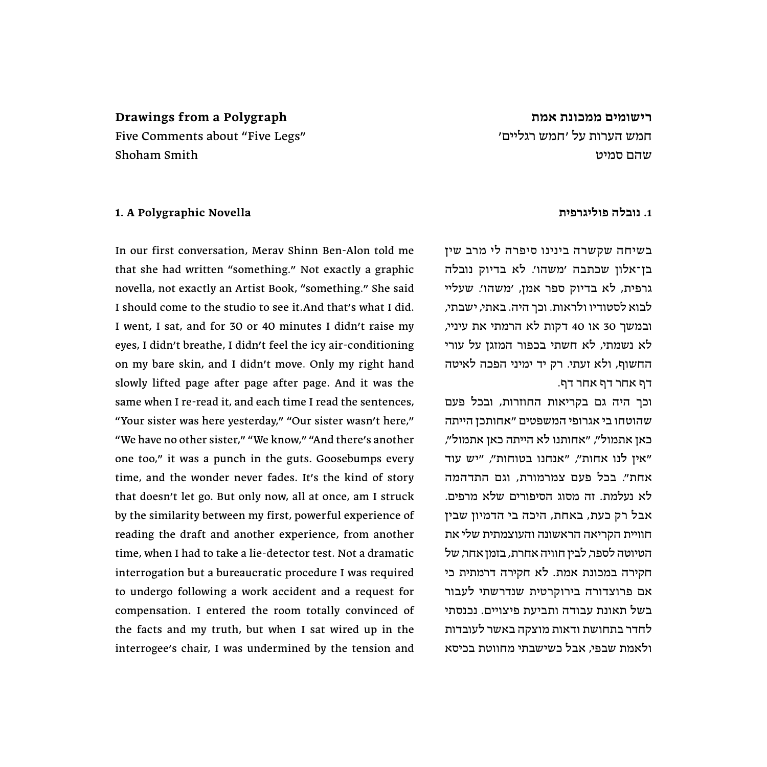**Drawings from a Polygraph**
Five Comments about "Five Legs"
Shoham Smith

### 1. A Polygraphic Novella

In our first conversation, Merav Shinn Ben-Alon told me that she had written "something." Not exactly a graphic novella, not exactly an Artist Book, "something." She said I should come to the studio to see it.And that's what I did. I went, I sat, and for 30 or 40 minutes I didn't raise my eyes, I didn't breathe, I didn't feel the icy air-conditioning on my bare skin, and I didn't move. Only my right hand slowly lifted page after page after page. And it was the same when I re-read it, and each time I read the sentences, "Your sister was here yesterday," "Our sister wasn't here," "We have no other sister," "We know," "And there's another one too," it was a punch in the guts. Goosebumps every time, and the wonder never fades. It's the kind of story that doesn't let go. But only now, all at once, am I struck by the similarity between my first, powerful experience of reading the draft and another experience, from another time, when I had to take a lie-detector test. Not a dramatic interrogation but a bureaucratic procedure I was required to undergo following a work accident and a request for compensation. I entered the room totally convinced of the facts and my truth, but when I sat wired up in the interrogee's chair, I was undermined by the tension and

**רישומים ממכונת אמת**
חמש הערות על 'חמש רגליים'
שהם סמיט

### 1. נובלה פוליגרפית

בשיחה שקשרה בינינו סיפרה לי מרב שין בן-אלון שכתבה 'משהו'. לא בדיוק נובלה גרפית, לא בדיוק ספר אמן, 'משהו'. שעליי לבוא לסטודיו ולראות. וכך היה. באתי, ישבתי, ובמשך 30 או 40 דקות לא הרמתי את עיניי, לא נשמתי, לא חשתי בכפור המזגן על עורי החשוף, ולא זעתי. רק יד ימיני הפכה לאיטה דף אחר דף אחר דף.

וכך היה גם בקריאות החוזרות, ובכל פעם שהוטחו בי אגרופי המשפטים "אחותכן הייתה כאן אתמול", "אחותנו לא הייתה כאן אתמול", "אין לנו אחות", "אנחנו בטוחות", "יש עוד אחת". בכל פעם צמרמורת, וגם התדהמה לא נעלמת. זה מסוג הסיפורים שלא מרפים. אבל רק כעת, באחת, היכה בי הדמיון שבין חוויית הקריאה הראשונה והעוצמתית שלי את הטיוטה לספר, לבין חוויה אחרת, בזמן אחר, של חקירה במכונת אמת. לא חקירה דרמתית כי אם פרוצדורה בירוקרטית שנדרשתי לעבור בשל תאונת עבודה ותביעת פיצויים. נכנסתי לחדר בתחושת ודאות מוצקה באשר לעובדות ולאמת שבפי, אבל כשישבתי מחוווטת בכיסא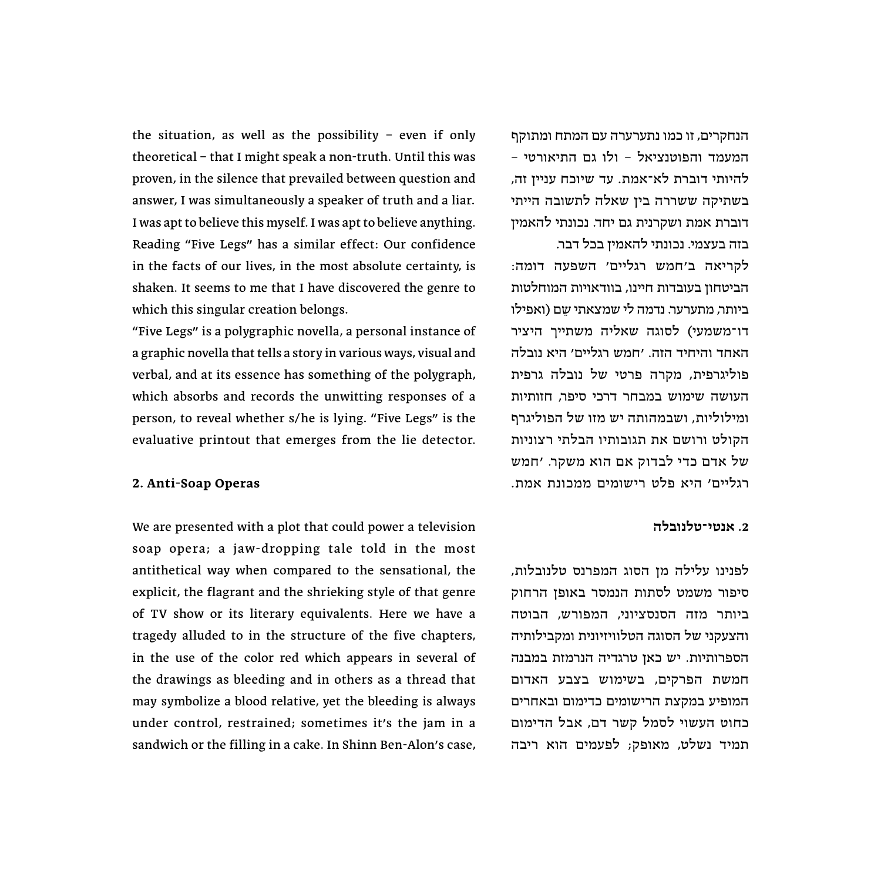the situation, as well as the possibility – even if only theoretical – that I might speak a non-truth. Until this was proven, in the silence that prevailed between question and answer, I was simultaneously a speaker of truth and a liar. I was apt to believe this myself. I was apt to believe anything. Reading "Five Legs" has a similar effect: Our confidence in the facts of our lives, in the most absolute certainty, is shaken. It seems to me that I have discovered the genre to which this singular creation belongs.

"Five Legs" is a polygraphic novella, a personal instance of a graphic novella that tells a story in various ways, visual and verbal, and at its essence has something of the polygraph, which absorbs and records the unwitting responses of a person, to reveal whether s/he is lying. "Five Legs" is the evaluative printout that emerges from the lie detector.

**2. Anti-Soap Operas**

We are presented with a plot that could power a television soap opera; a jaw-dropping tale told in the most antithetical way when compared to the sensational, the explicit, the flagrant and the shrieking style of that genre of TV show or its literary equivalents. Here we have a tragedy alluded to in the structure of the five chapters, in the use of the color red which appears in several of the drawings as bleeding and in others as a thread that may symbolize a blood relative, yet the bleeding is always under control, restrained; sometimes it's the jam in a sandwich or the filling in a cake. In Shinn Ben-Alon's case,

הנחקרים, זו כמו נתערערה עם המתח ומתוקף המעמד והפוטנציאל – ולו גם התיאורטי – להיותי דוברת לא־אמת. עד שיוכח עניין זה, בשתיקה ששררה בין שאלה לתשובה הייתי דוברת אמת ושקרנית גם יחד. נכונתי להאמין בזה בעצמי. נכונתי להאמין בכל דבר.

לקריאה ב'חמש רגליים' השפעה דומה: הביטחון בעובדות חיינו, בוודאויות המוחלטות ביותר, מתערער. נדמה לי שמצאתי שֵׁם (ואפילו דו־משמעי) לסוגה שאליה משתייך היציר האחד והיחיד הזה. 'חמש רגליים' היא נובלה פוליגרפית, מקרה פרטי של נובלה גרפית העושה שימוש במבחר דרכי סיפר, חזותיות ומילוליות, ושבמהותה יש מזו של הפוליגרף הקולט ורושם את תגובותיו הבלתי רצוניות של אדם כדי לבדוק אם הוא משקר. 'חמש רגליים' היא פלט רישומים ממכונת אמת.

**2. אנטי־טלנובלה**

לפנינו עלילה מן הסוג המפרנס טלנובלות, סיפור משמט לסתות הנמסר באופן הרחוק ביותר מזה הסנסציוני, המפורש, הבוטה והצעקני של הסוגה הטלוויזיונית ומקבילותיה הספרותיות. יש כאן טרגדיה הנרמזת במבנה חמשת הפרקים, בשימוש בצבע האדום המופיע במקצת הרישומים כדימום ובאחרים כחוט העשוי לסמל קשר דם, אבל הדימום תמיד נשלט, מאופק; לפעמים הוא ריבה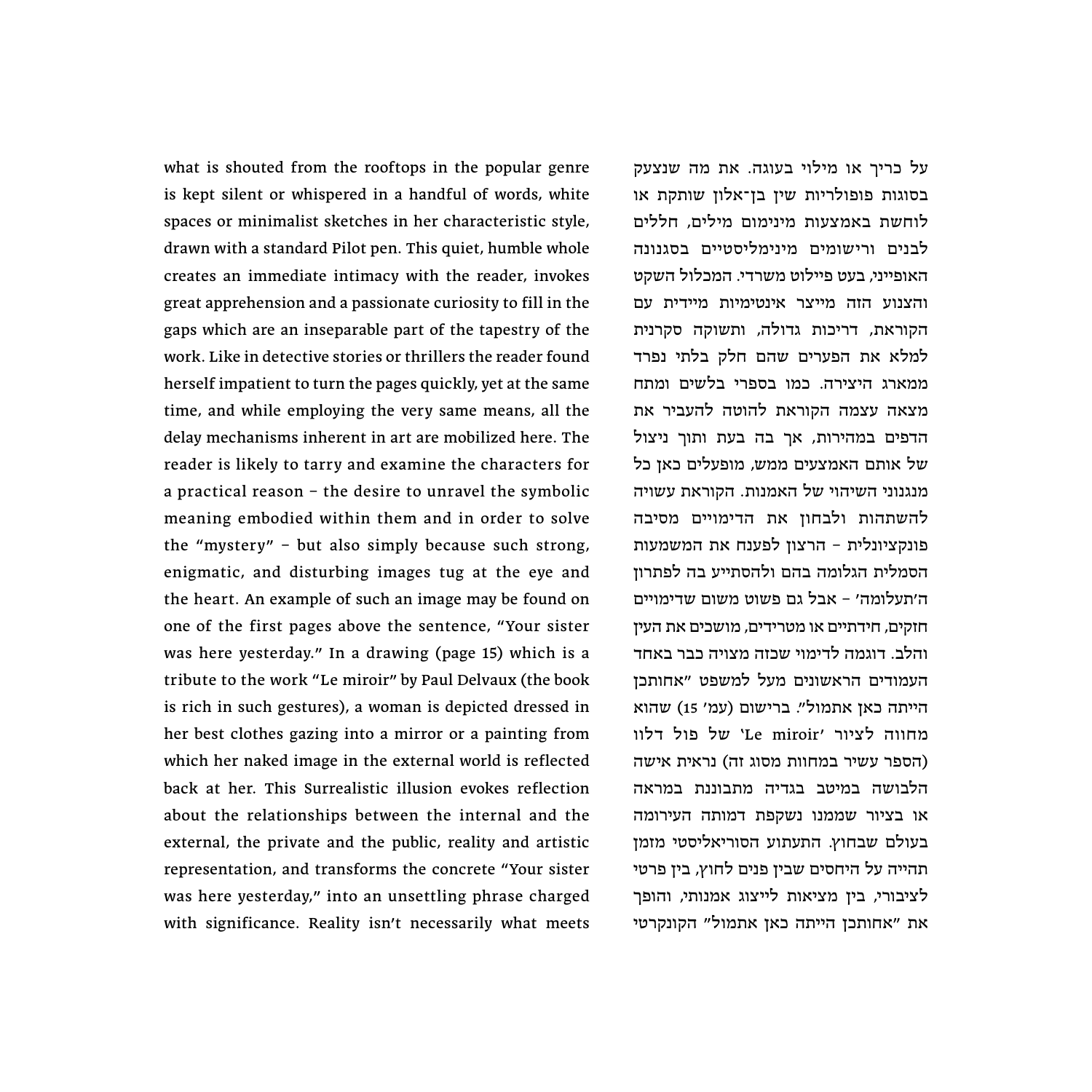what is shouted from the rooftops in the popular genre is kept silent or whispered in a handful of words, white spaces or minimalist sketches in her characteristic style, drawn with a standard Pilot pen. This quiet, humble whole creates an immediate intimacy with the reader, invokes great apprehension and a passionate curiosity to fill in the gaps which are an inseparable part of the tapestry of the work. Like in detective stories or thrillers the reader found herself impatient to turn the pages quickly, yet at the same time, and while employing the very same means, all the delay mechanisms inherent in art are mobilized here. The reader is likely to tarry and examine the characters for a practical reason – the desire to unravel the symbolic meaning embodied within them and in order to solve the "mystery" – but also simply because such strong, enigmatic, and disturbing images tug at the eye and the heart. An example of such an image may be found on one of the first pages above the sentence, "Your sister was here yesterday." In a drawing (page 15) which is a tribute to the work "Le miroir" by Paul Delvaux (the book is rich in such gestures), a woman is depicted dressed in her best clothes gazing into a mirror or a painting from which her naked image in the external world is reflected back at her. This Surrealistic illusion evokes reflection about the relationships between the internal and the external, the private and the public, reality and artistic representation, and transforms the concrete "Your sister was here yesterday," into an unsettling phrase charged with significance. Reality isn't necessarily what meets

על כריך או מילוי בעוגה. את מה שנצעק בסוגות פופולריות שין בן־אלון שותקת או לוחשת באמצעות מינימום מילים, חללים לבנים ורישומים מינימליסטיים בסגנונה האופייני, בעט פיילוט משרדי. המכלול השקט והצנוע הזה מייצר אינטימיות מיידית עם הקוראת, דריכות גדולה, ותשוקה סקרנית למלא את הפערים שהם חלק בלתי נפרד ממארג היצירה. כמו בספרי בלשים ומתח מצאה עצמה הקוראת להוטה להעביר את הדפים במהירות, אך בה בעת ותוך ניצול של אותם האמצעים ממש, מופעלים כאן כל מנגנוני השיהוי של האמנות. הקוראת עשויה להשתהות ולבחון את הדימויים מסיבה פונקציונלית – הרצון לפענח את המשמעות הסמלית הגלומה בהם ולהסתייע בה לפתרון ה'תעלומה' – אבל גם פשוט משום שדימויים חזקים, חידתיים או מטרידים, מושכים את העין והלב. דוגמה לדימוי שכזה מצויה כבר באחד העמודים הראשונים מעל למשפט "אחותכן הייתה כאן אתמול". ברישום (עמ' 15) שהוא מחווה לציור 'Le miroir' של פול דלוו (הספר עשיר במחוות מסוג זה) נראית אישה הלבושה במיטב בגדיה מתבוננת במראה או בציור שממנו נשקפת דמותה העירומה בעולם שבחוץ. התעתוע הסוריאליסטי מזמן תהייה על היחסים שבין פנים לחוץ, בין פרטי לציבורי, בין מציאות לייצוג אמנותי, והופך את "אחותכן הייתה כאן אתמול" הקונקרטי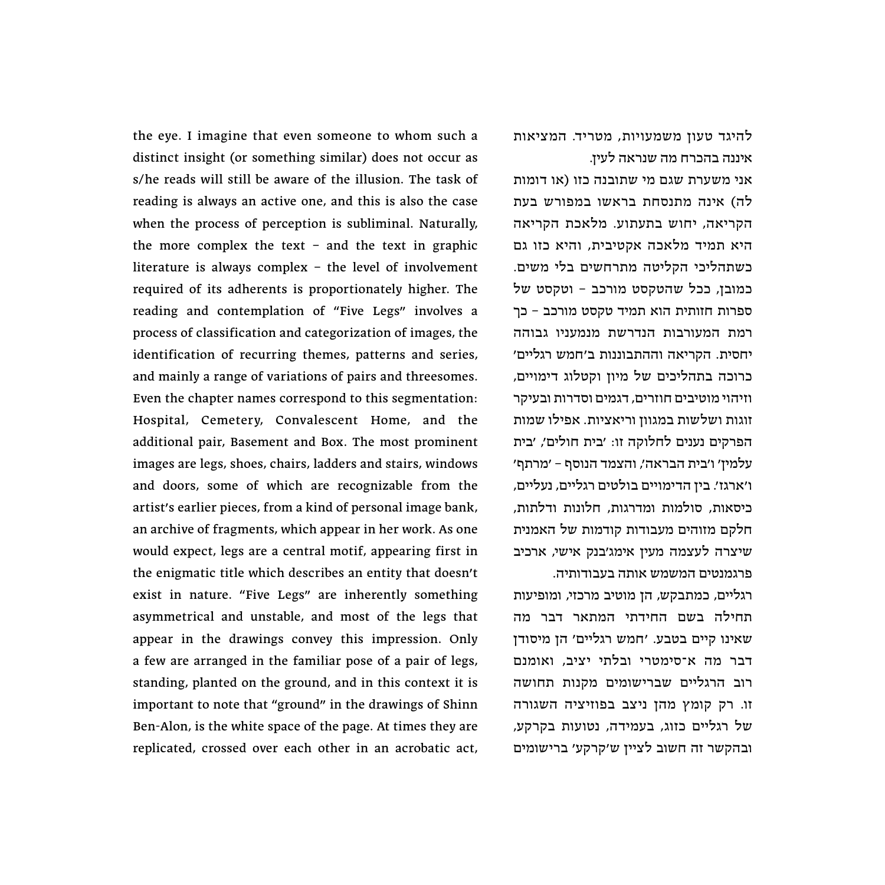the eye. I imagine that even someone to whom such a distinct insight (or something similar) does not occur as s/he reads will still be aware of the illusion. The task of reading is always an active one, and this is also the case when the process of perception is subliminal. Naturally, the more complex the text – and the text in graphic literature is always complex – the level of involvement required of its adherents is proportionately higher. The reading and contemplation of "Five Legs" involves a process of classification and categorization of images, the identification of recurring themes, patterns and series, and mainly a range of variations of pairs and threesomes. Even the chapter names correspond to this segmentation: Hospital, Cemetery, Convalescent Home, and the additional pair, Basement and Box. The most prominent images are legs, shoes, chairs, ladders and stairs, windows and doors, some of which are recognizable from the artist's earlier pieces, from a kind of personal image bank, an archive of fragments, which appear in her work. As one would expect, legs are a central motif, appearing first in the enigmatic title which describes an entity that doesn't exist in nature. "Five Legs" are inherently something asymmetrical and unstable, and most of the legs that appear in the drawings convey this impression. Only a few are arranged in the familiar pose of a pair of legs, standing, planted on the ground, and in this context it is important to note that "ground" in the drawings of Shinn Ben-Alon, is the white space of the page. At times they are replicated, crossed over each other in an acrobatic act,

להיגד טעון משמעויות, מטריד. המציאות איננה בהכרח מה שנראה לעין.

אני משערת שגם מי שתובנה כזו (או דומות לה) אינה מתנסחת בראשו במפורש בעת הקריאה, יחוש בתעתוע. מלאכת הקריאה היא תמיד מלאכה אקטיבית, והיא כזו גם כשתהליכי הקליטה מתרחשים בלי משים. כמובן, ככל שהטקסט מורכב – וטקסט של ספרות חזותית הוא תמיד טקסט מורכב – כך רמת המעורבות הנדרשת מנמעניו גבוהה יחסית. הקריאה וההתבוננות ב'חמש רגליים' כרוכה בתהליכים של מיון וקטלוג דימויים, וזיהוי מוטיבים חוזרים, דגמים וסדרות ובעיקר זוגות ושלשות במגוון וריאציות. אפילו שמות הפרקים נענים לחלוקה זו: 'בית חולים', 'בית עלמין' ו'בית הבראה', והצמד הנוסף – 'מרתף' ו'ארגז'. בין הדימויים בולטים רגליים, נעליים, כיסאות, סולמות ומדרגות, חלונות ודלתות, חלקם מזוהים מעבודות קודמות של האמנית שיצרה לעצמה מעין אימג'בנק אישי, ארכיב פרגמנטים המשמש אותה בעבודותיה.

רגליים, כמתבקש, הן מוטיב מרכזי, ומופיעות תחילה בשם החידתי המתאר דבר מה שאינו קיים בטבע. 'חמש רגליים' הן מיסודן דבר מה א־סימטרי ובלתי יציב, ואומנם רוב הרגליים שברישומים מקנות תחושה זו. רק קומץ מהן ניצב בפוזיציה השגורה של רגליים כזוג, בעמידה, נטועות בקרקע, ובהקשר זה חשוב לציין ש'קרקע' ברישומים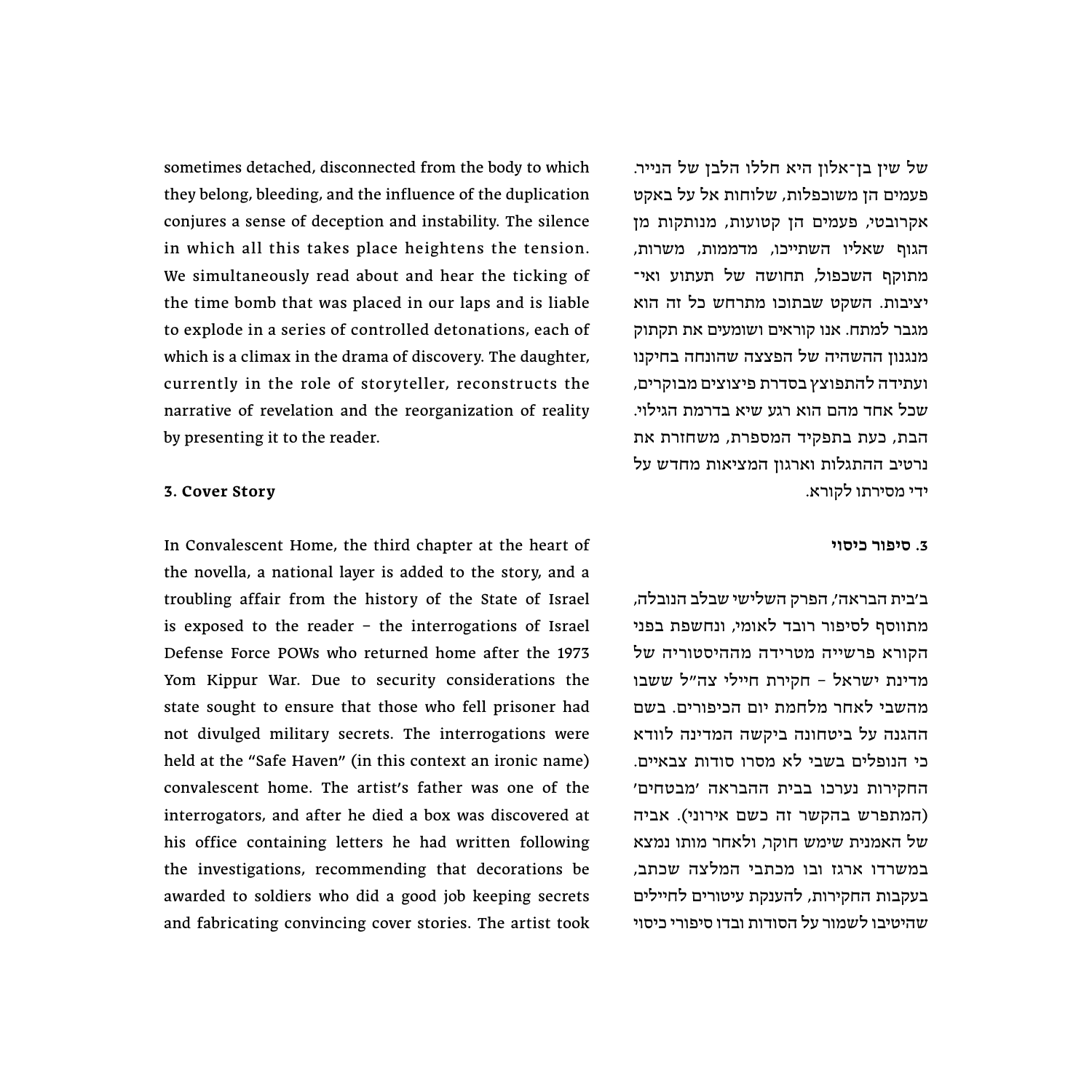sometimes detached, disconnected from the body to which they belong, bleeding, and the influence of the duplication conjures a sense of deception and instability. The silence in which all this takes place heightens the tension. We simultaneously read about and hear the ticking of the time bomb that was placed in our laps and is liable to explode in a series of controlled detonations, each of which is a climax in the drama of discovery. The daughter, currently in the role of storyteller, reconstructs the narrative of revelation and the reorganization of reality by presenting it to the reader.

### 3. Cover Story

In Convalescent Home, the third chapter at the heart of the novella, a national layer is added to the story, and a troubling affair from the history of the State of Israel is exposed to the reader – the interrogations of Israel Defense Force POWs who returned home after the 1973 Yom Kippur War. Due to security considerations the state sought to ensure that those who fell prisoner had not divulged military secrets. The interrogations were held at the "Safe Haven" (in this context an ironic name) convalescent home. The artist's father was one of the interrogators, and after he died a box was discovered at his office containing letters he had written following the investigations, recommending that decorations be awarded to soldiers who did a good job keeping secrets and fabricating convincing cover stories. The artist took

של שין בן־אלון היא חללו הלבן של הנייר. פעמים הן משוכפלות, שלוחות אל על באקט אקרובטי, פעמים הן קטועות, מנותקות מן הגוף שאליו השתייכו, מדממות, משרות, מתוקף השכפול, תחושה של תעתוע ואי־יציבות. השקט שבתוכו מתרחש כל זה הוא מגבר למתח. אנו קוראים ושומעים את תקתוק מנגנון ההשהיה של הפצצה שהונחה בחיקנו ועתידה להתפוצץ בסדרת פיצוצים מבוקרים, שכל אחד מהם הוא רגע שיא בדרמת הגילוי. הבת, כעת בתפקיד המספרת, משחזרת את נרטיב ההתגלות וארגון המציאות מחדש על ידי מסירתו לקורא.

### 3. סיפור כיסוי

ב'בית הבראה', הפרק השלישי שבלב הנובלה, מתווסף לסיפור רובד לאומי, ונחשפת בפני הקורא פרשייה מטרידה מההיסטוריה של מדינת ישראל – חקירת חיילי צה"ל ששבו מהשבי לאחר מלחמת יום הכיפורים. בשם ההגנה על ביטחונה ביקשה המדינה לוודא כי הנופלים בשבי לא מסרו סודות צבאיים. החקירות נערכו בבית ההבראה 'מבטחים' (המתפרש בהקשר זה כשם אירוני). אביה של האמנית שימש חוקר, ולאחר מותו נמצא במשרדו ארגז ובו מכתבי המלצה שכתב, בעקבות החקירות, להענקת עיטורים לחיילים שהיטיבו לשמור על הסודות ובדו סיפורי כיסוי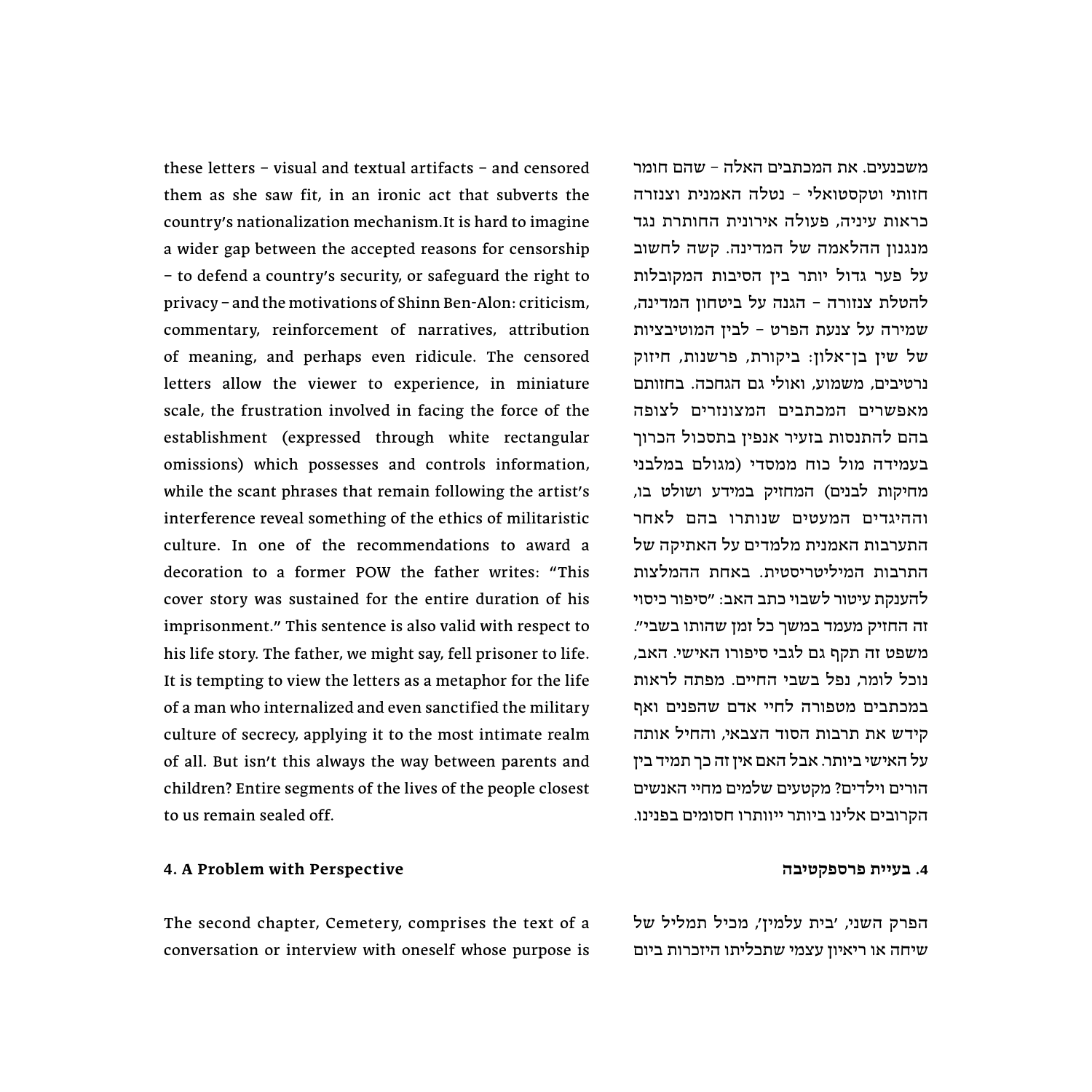these letters – visual and textual artifacts – and censored them as she saw fit, in an ironic act that subverts the country's nationalization mechanism.It is hard to imagine a wider gap between the accepted reasons for censorship – to defend a country's security, or safeguard the right to privacy – and the motivations of Shinn Ben-Alon: criticism, commentary, reinforcement of narratives, attribution of meaning, and perhaps even ridicule. The censored letters allow the viewer to experience, in miniature scale, the frustration involved in facing the force of the establishment (expressed through white rectangular omissions) which possesses and controls information, while the scant phrases that remain following the artist's interference reveal something of the ethics of militaristic culture. In one of the recommendations to award a decoration to a former POW the father writes: "This cover story was sustained for the entire duration of his imprisonment." This sentence is also valid with respect to his life story. The father, we might say, fell prisoner to life. It is tempting to view the letters as a metaphor for the life of a man who internalized and even sanctified the military culture of secrecy, applying it to the most intimate realm of all. But isn't this always the way between parents and children? Entire segments of the lives of the people closest to us remain sealed off.

משכנעים. את המכתבים האלה – שהם חומר חזותי וטקסטואלי – נטלה האמנית וצנזרה כראות עיניה, פעולה אירונית החותרת נגד מנגנון ההלאמה של המדינה. קשה לחשוב על פער גדול יותר בין הסיבות המקובלות להטלת צנזורה – הגנה על ביטחון המדינה, שמירה על צנעת הפרט – לבין המוטיבציות של שין בן־אלון: ביקורת, פרשנות, חיזוק נרטיבים, משמוע, ואולי גם הגחכה. בחזותם מאפשרים המכתבים המצונזרים לצופה בהם להתנסות בזעיר אנפין בתסכול הכרוך בעמידה מול כוח ממסדי (מגולם במלבני מחיקות לבנים) המחזיק במידע ושולט בו, וההיגדים המעטים שנותרו בהם לאחר התערבות האמנית מלמדים על האתיקה של התרבות המיליטריסטית. באחת ההמלצות להענקת עיטור לשבוי כתב האב: "סיפור כיסוי זה החזיק מעמד במשך כל זמן שהותו בשבי". משפט זה תקף גם לגבי סיפורו האישי. האב, נוכל לומר, נפל בשבי החיים. מפתה לראות במכתבים מטפורה לחיי אדם שהפנים ואף קידש את תרבות הסוד הצבאי, והחיל אותה על האישי ביותר. אבל האם אין זה כך תמיד בין הורים וילדים? מקטעים שלמים מחיי האנשים הקרובים אלינו ביותר ייוותרו חסומים בפנינו.

### 4. A Problem with Perspective

The second chapter, Cemetery, comprises the text of a conversation or interview with oneself whose purpose is

### 4. בעיית פרספקטיבה

הפרק השני, 'בית עלמין', מכיל תמליל של שיחה או ריאיון עצמי שתכליתו היזכרות ביום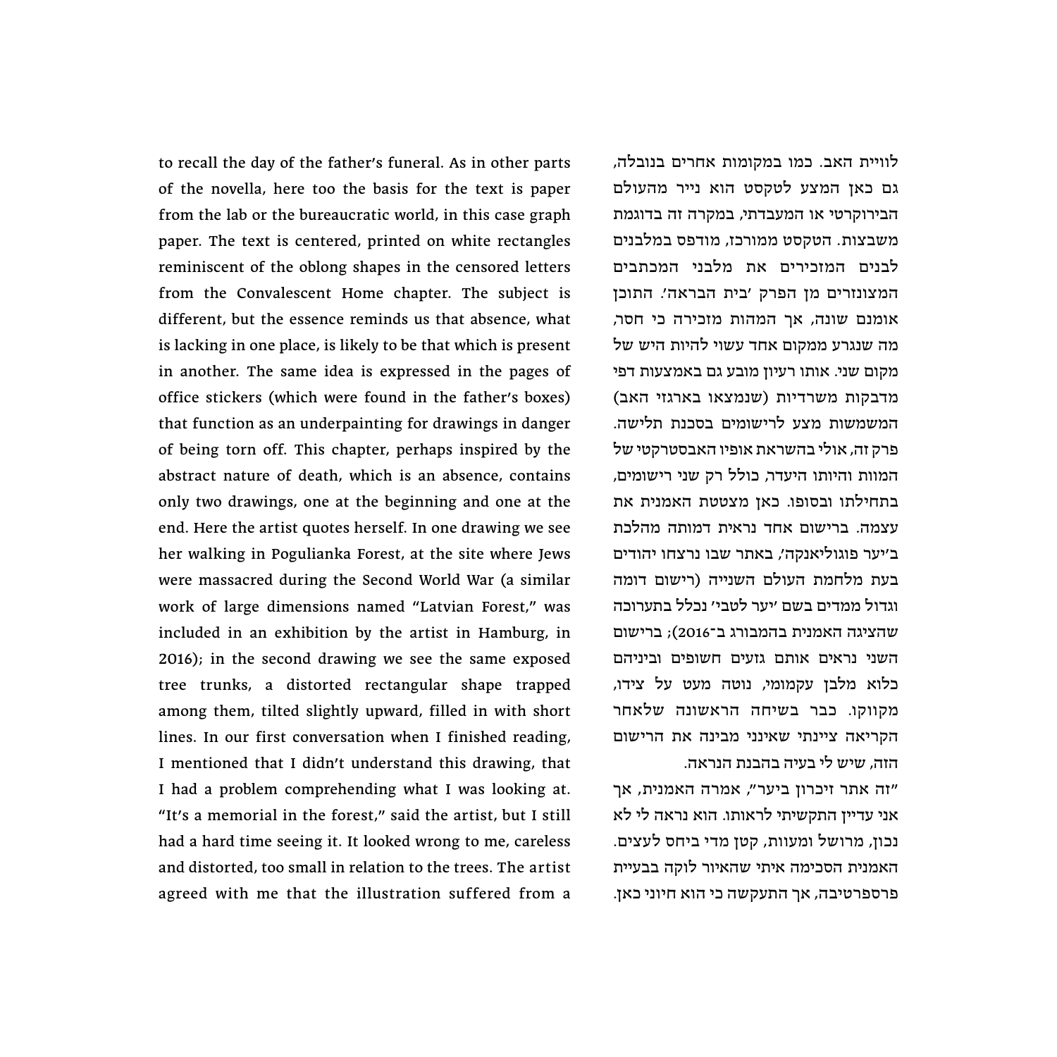to recall the day of the father's funeral. As in other parts of the novella, here too the basis for the text is paper from the lab or the bureaucratic world, in this case graph paper. The text is centered, printed on white rectangles reminiscent of the oblong shapes in the censored letters from the Convalescent Home chapter. The subject is different, but the essence reminds us that absence, what is lacking in one place, is likely to be that which is present in another. The same idea is expressed in the pages of office stickers (which were found in the father's boxes) that function as an underpainting for drawings in danger of being torn off. This chapter, perhaps inspired by the abstract nature of death, which is an absence, contains only two drawings, one at the beginning and one at the end. Here the artist quotes herself. In one drawing we see her walking in Pogulianka Forest, at the site where Jews were massacred during the Second World War (a similar work of large dimensions named "Latvian Forest," was included in an exhibition by the artist in Hamburg, in 2016); in the second drawing we see the same exposed tree trunks, a distorted rectangular shape trapped among them, tilted slightly upward, filled in with short lines. In our first conversation when I finished reading, I mentioned that I didn't understand this drawing, that I had a problem comprehending what I was looking at. "It's a memorial in the forest," said the artist, but I still had a hard time seeing it. It looked wrong to me, careless and distorted, too small in relation to the trees. The artist agreed with me that the illustration suffered from a

לוויית האב. כמו במקומות אחרים בנובלה, גם כאן המצע לטקסט הוא נייר מהעולם הבירוקרטי או המעבדתי, במקרה זה בדוגמת משבצות. הטקסט ממורכז, מודפס במלבנים לבנים המזכירים את מלבני המכתבים המצונזרים מן הפרק 'בית הבראה'. התוכן אומנם שונה, אך המהות מזכירה כי חסר, מה שנגרע ממקום אחד עשוי להיות היש של מקום שני. אותו רעיון מובע גם באמצעות דפי מדבקות משרדיות (שנמצאו בארגזי האב) המשמשות מצע לרישומים בסכנת תלישה. פרק זה, אולי בהשראת אופיו האבסטרקטי של המוות והיותו היעדר, כולל רק שני רישומים, בתחילתו ובסופו. כאן מצטטת האמנית את עצמה. ברישום אחד נראית דמותה מהלכת ב'יער פוגוליאנקה', באתר שבו נרצחו יהודים בעת מלחמת העולם השנייה (רישום דומה וגדול ממדים בשם 'יער לטבי' נכלל בתערוכה שהציגה האמנית בהמבורג ב־2016); ברישום השני נראים אותם גזעים חשופים וביניהם כלוא מלבן עקמומי, נוטה מעט על צידו, מקווקו. כבר בשיחה הראשונה שלאחר הקריאה ציינתי שאינני מבינה את הרישום הזה, שיש לי בעיה בהבנת הנראה.

"זה אתר זיכרון ביער", אמרה האמנית, אך אני עדיין התקשיתי לראותו. הוא נראה לי לא נכון, מרושל ומעוות, קטן מדי ביחס לעצים. האמנית הסכימה איתי שהאיור לוקה בבעיית פרספקטיבה, אך התעקשה כי הוא חיוני כאן.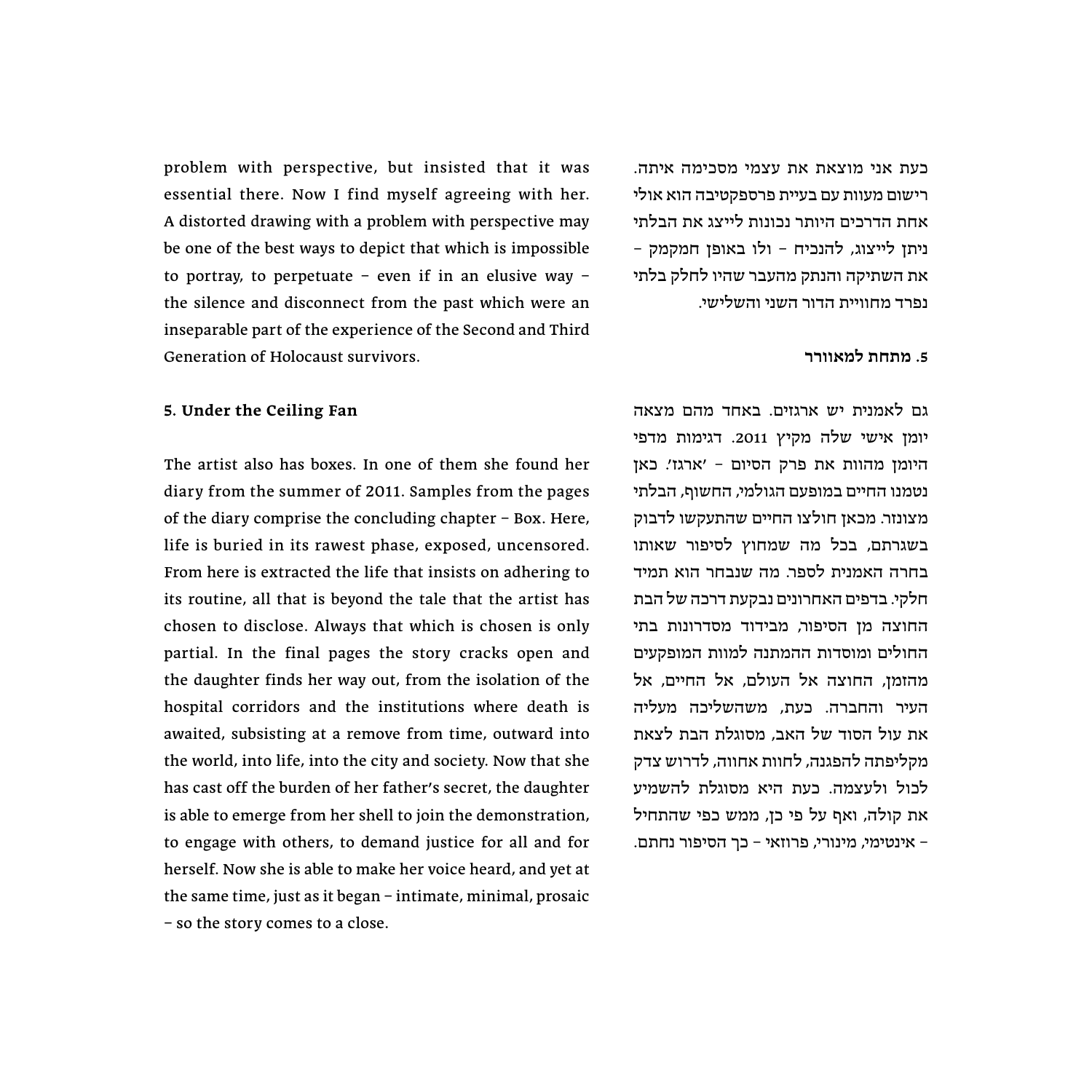problem with perspective, but insisted that it was essential there. Now I find myself agreeing with her. A distorted drawing with a problem with perspective may be one of the best ways to depict that which is impossible to portray, to perpetuate – even if in an elusive way – the silence and disconnect from the past which were an inseparable part of the experience of the Second and Third Generation of Holocaust survivors.

## 5. Under the Ceiling Fan

The artist also has boxes. In one of them she found her diary from the summer of 2011. Samples from the pages of the diary comprise the concluding chapter – Box. Here, life is buried in its rawest phase, exposed, uncensored. From here is extracted the life that insists on adhering to its routine, all that is beyond the tale that the artist has chosen to disclose. Always that which is chosen is only partial. In the final pages the story cracks open and the daughter finds her way out, from the isolation of the hospital corridors and the institutions where death is awaited, subsisting at a remove from time, outward into the world, into life, into the city and society. Now that she has cast off the burden of her father's secret, the daughter is able to emerge from her shell to join the demonstration, to engage with others, to demand justice for all and for herself. Now she is able to make her voice heard, and yet at the same time, just as it began – intimate, minimal, prosaic – so the story comes to a close.

כעת אני מוצאת את עצמי מסכימה איתה. רישום מעוות עם בעיית פרספקטיבה הוא אולי אחת הדרכים היותר נכונות לייצג את הבלתי ניתן לייצוג, להנכיח – ולו באופן חמקמק – את השתיקה והנתק מהעבר שהיו לחלק בלתי נפרד מחוויית הדור השני והשלישי.

## 5. מתחת למאוורר

גם לאמנית יש ארגזים. באחד מהם מצאה יומן אישי שלה מקיץ 2011. דגימות מדפי היומן מהוות את פרק הסיום – 'ארגז'. כאן נטמנו החיים במופעם הגולמי, החשוף, הבלתי מצונזר. מכאן חולצו החיים שהתעקשו לדבוק בשגרתם, בכל מה שמחוץ לסיפור שאותו בחרה האמנית לספר. מה שנבחר הוא תמיד חלקי. בדפים האחרונים נבקעת דרכה של הבת החוצה מן הסיפור, מבידוד מסדרונות בתי החולים ומוסדות ההמתנה למוות המופקעים מהזמן, החוצה אל העולם, אל החיים, אל העיר והחברה. כעת, משהשליכה מעליה את עול הסוד של האב, מסוגלת הבת לצאת מקליפתה להפגנה, לחוות אחווה, לדרוש צדק לכול ולעצמה. כעת היא מסוגלת להשמיע את קולה, ואף על פי כן, ממש כפי שהתחיל – אינטימי, מינורי, פרוזאי – כך הסיפור נחתם.